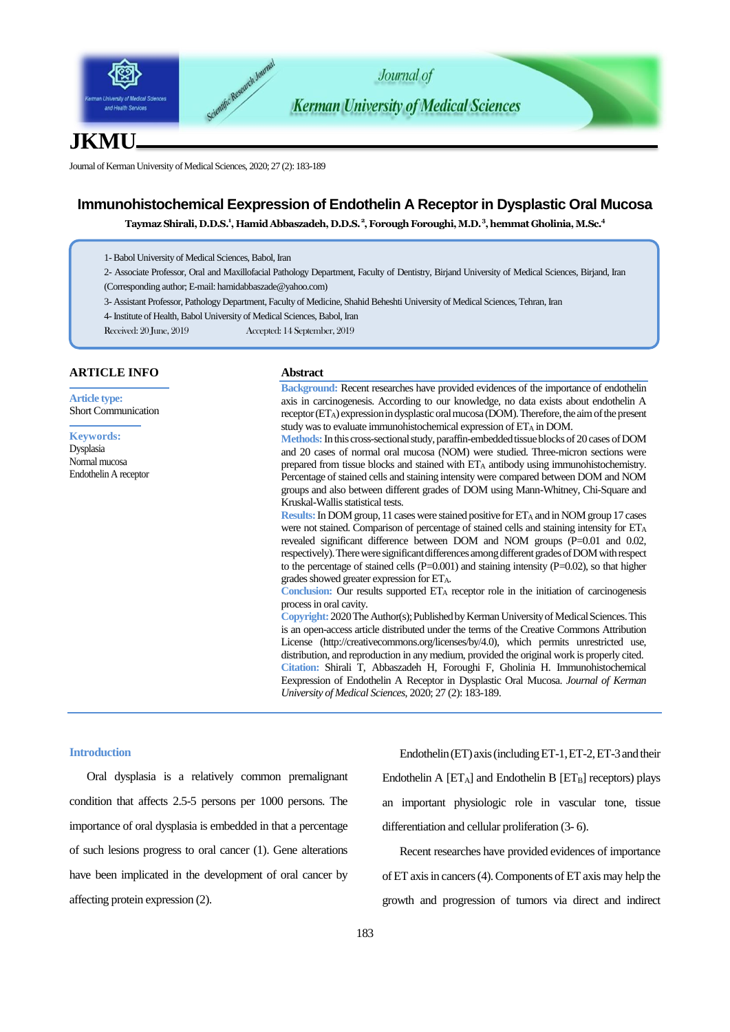Journal of Kerman University of Medical Sciences, 2020; 27 (2): 183-189

# Immunohistochemical Expression of Endothelin A Receptor in Dysplastic Oral Mucosa

**Taymaz Shirali, D.D.S.[1], Hamid Abbaszadeh, D.D.S.[2], Forough Foroughi, M.D.[3], hemmat Gholinia, M.Sc.[4]**

1- Babol University of Medical Sciences, Babol, Iran

2- Associate Professor, Oral and Maxillofacial Pathology Department, Faculty of Dentistry, Birjand University of Medical Sciences, Birjand, Iran (Corresponding author; E-mail: hamidabbaszade@yahoo.com)

3- Assistant Professor, Pathology Department, Faculty of Medicine, Shahid Beheshti University of Medical Sciences, Tehran, Iran

4- Institute of Health, Babol University of Medical Sciences, Babol, Iran

Received: 20 June, 2019 Accepted: 14 September, 2019

## ARTICLE INFO

**Article type:**
Short Communication

**Keywords:**
Dysplasia
Normal mucosa
Endothelin A receptor

## Abstract

**Background:** Recent researches have provided evidences of the importance of endothelin axis in carcinogenesis. According to our knowledge, no data exists about endothelin A receptor ($ET_A$) expression in dysplastic oral mucosa (DOM). Therefore, the aim of the present study was to evaluate immunohistochemical expression of $ET_A$ in DOM.

**Methods:** In this cross-sectional study, paraffin-embedded tissue blocks of 20 cases of DOM and 20 cases of normal oral mucosa (NOM) were studied. Three-micron sections were prepared from tissue blocks and stained with $ET_A$ antibody using immunohistochemistry. Percentage of stained cells and staining intensity were compared between DOM and NOM groups and also between different grades of DOM using Mann-Whitney, Chi-Square and Kruskal-Wallis statistical tests.

**Results:** In DOM group, 11 cases were stained positive for $ET_A$ and in NOM group 17 cases were not stained. Comparison of percentage of stained cells and staining intensity for $ET_A$ revealed significant difference between DOM and NOM groups (P=0.01 and 0.02, respectively). There were significant differences among different grades of DOM with respect to the percentage of stained cells (P=0.001) and staining intensity (P=0.02), so that higher grades showed greater expression for $ET_A$.

**Conclusion:** Our results supported $ET_A$ receptor role in the initiation of carcinogenesis process in oral cavity.

**Copyright:** 2020 The Author(s); Published by Kerman University of Medical Sciences. This is an open-access article distributed under the terms of the Creative Commons Attribution License (http://creativecommons.org/licenses/by/4.0), which permits unrestricted use, distribution, and reproduction in any medium, provided the original work is properly cited.

**Citation:** Shirali T, Abbaszadeh H, Foroughi F, Gholinia H. Immunohistochemical Eexpression of Endothelin A Receptor in Dysplastic Oral Mucosa. *Journal of Kerman University of Medical Sciences*, 2020; 27 (2): 183-189.

## Introduction

Oral dysplasia is a relatively common premalignant condition that affects 2.5-5 persons per 1000 persons. The importance of oral dysplasia is embedded in that a percentage of such lesions progress to oral cancer (1). Gene alterations have been implicated in the development of oral cancer by affecting protein expression (2).

Endothelin (ET) axis (including ET-1, ET-2, ET-3 and their Endothelin A [$ET_A$] and Endothelin B [$ET_B$] receptors) plays an important physiologic role in vascular tone, tissue differentiation and cellular proliferation (3- 6).

Recent researches have provided evidences of importance of ET axis in cancers (4). Components of ET axis may help the growth and progression of tumors via direct and indirect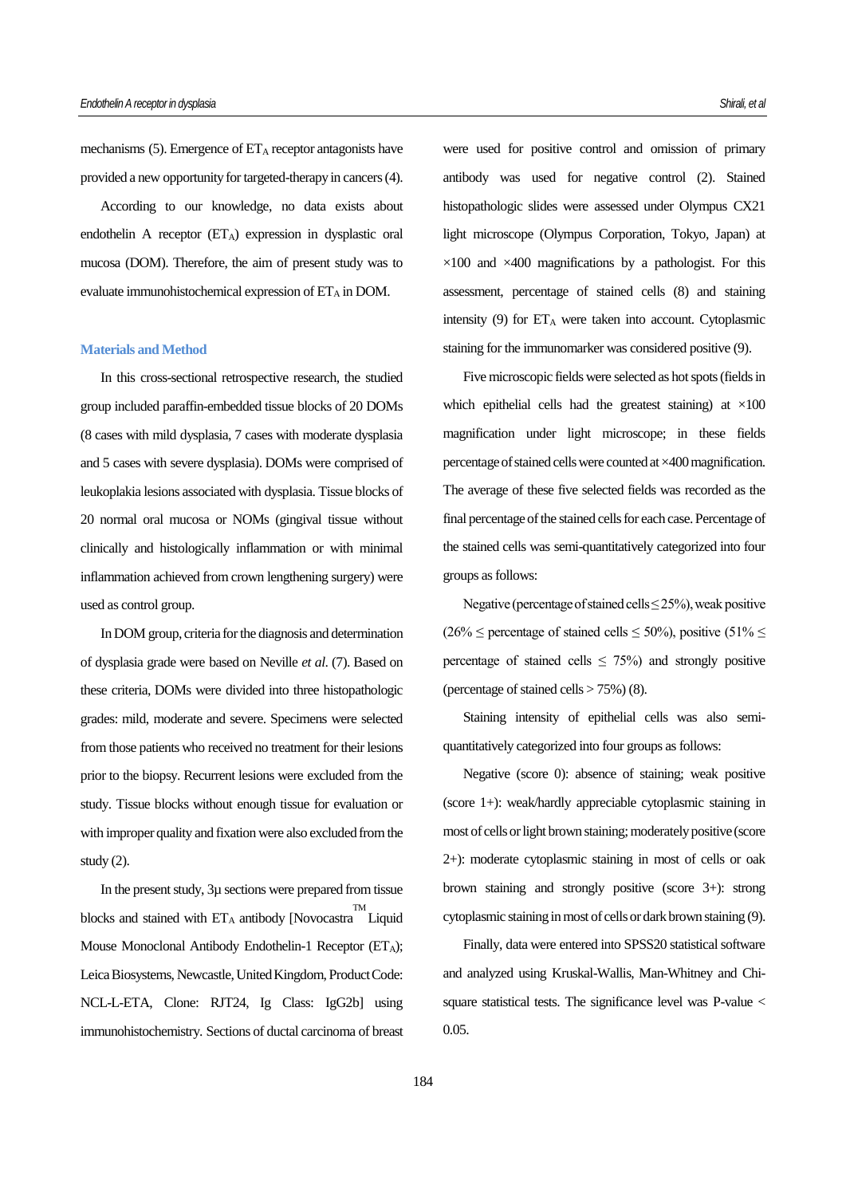mechanisms (5). Emergence of $ET_A$ receptor antagonists have provided a new opportunity for targeted-therapy in cancers (4).

According to our knowledge, no data exists about endothelin A receptor ($ET_A$) expression in dysplastic oral mucosa (DOM). Therefore, the aim of present study was to evaluate immunohistochemical expression of $ET_A$ in DOM.

## Materials and Method

In this cross-sectional retrospective research, the studied group included paraffin-embedded tissue blocks of 20 DOMs (8 cases with mild dysplasia, 7 cases with moderate dysplasia and 5 cases with severe dysplasia). DOMs were comprised of leukoplakia lesions associated with dysplasia. Tissue blocks of 20 normal oral mucosa or NOMs (gingival tissue without clinically and histologically inflammation or with minimal inflammation achieved from crown lengthening surgery) were used as control group.

In DOM group, criteria for the diagnosis and determination of dysplasia grade were based on Neville *et al*. (7). Based on these criteria, DOMs were divided into three histopathologic grades: mild, moderate and severe. Specimens were selected from those patients who received no treatment for their lesions prior to the biopsy. Recurrent lesions were excluded from the study. Tissue blocks without enough tissue for evaluation or with improper quality and fixation were also excluded from the study (2).

In the present study, 3μ sections were prepared from tissue blocks and stained with $ET_A$ antibody [Novocastra™ Liquid Mouse Monoclonal Antibody Endothelin-1 Receptor ($ET_A$); Leica Biosystems, Newcastle, United Kingdom, Product Code: NCL-L-ETA, Clone: RJT24, Ig Class: IgG2b] using immunohistochemistry. Sections of ductal carcinoma of breast were used for positive control and omission of primary antibody was used for negative control (2). Stained histopathologic slides were assessed under Olympus CX21 light microscope (Olympus Corporation, Tokyo, Japan) at ×100 and ×400 magnifications by a pathologist. For this assessment, percentage of stained cells (8) and staining intensity (9) for $ET_A$ were taken into account. Cytoplasmic staining for the immunomarker was considered positive (9).

Five microscopic fields were selected as hot spots (fields in which epithelial cells had the greatest staining) at ×100 magnification under light microscope; in these fields percentage of stained cells were counted at ×400 magnification. The average of these five selected fields was recorded as the final percentage of the stained cells for each case. Percentage of the stained cells was semi-quantitatively categorized into four groups as follows:

Negative (percentage of stained cells ≤ 25%), weak positive (26% ≤ percentage of stained cells ≤ 50%), positive (51% ≤ percentage of stained cells ≤ 75%) and strongly positive (percentage of stained cells > 75%) (8).

Staining intensity of epithelial cells was also semi-quantitatively categorized into four groups as follows:

Negative (score 0): absence of staining; weak positive (score 1+): weak/hardly appreciable cytoplasmic staining in most of cells or light brown staining; moderately positive (score 2+): moderate cytoplasmic staining in most of cells or oak brown staining and strongly positive (score 3+): strong cytoplasmic staining in most of cells or dark brown staining (9).

Finally, data were entered into SPSS20 statistical software and analyzed using Kruskal-Wallis, Man-Whitney and Chi-square statistical tests. The significance level was P-value < 0.05.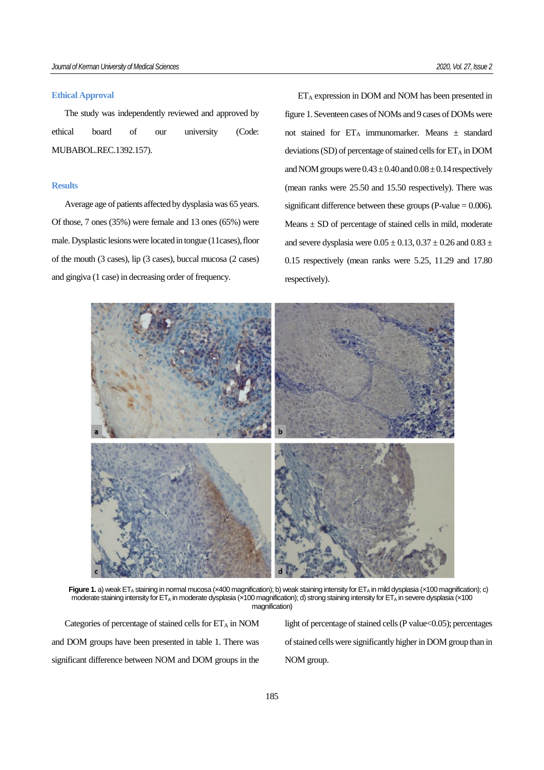## Ethical Approval

The study was independently reviewed and approved by ethical board of our university (Code: MUBABOL.REC.1392.157).

## Results

Average age of patients affected by dysplasia was 65 years. Of those, 7 ones (35%) were female and 13 ones (65%) were male. Dysplastic lesions were located in tongue (11cases), floor of the mouth (3 cases), lip (3 cases), buccal mucosa (2 cases) and gingiva (1 case) in decreasing order of frequency.

$ET_A$ expression in DOM and NOM has been presented in figure 1. Seventeen cases of NOMs and 9 cases of DOMs were not stained for $ET_A$ immunomarker. Means ± standard deviations (SD) of percentage of stained cells for $ET_A$ in DOM and NOM groups were 0.43 ± 0.40 and 0.08 ± 0.14 respectively (mean ranks were 25.50 and 15.50 respectively). There was significant difference between these groups (P-value = 0.006). Means ± SD of percentage of stained cells in mild, moderate and severe dysplasia were 0.05 ± 0.13, 0.37 ± 0.26 and 0.83 ± 0.15 respectively (mean ranks were 5.25, 11.29 and 17.80 respectively).

**Figure 1.** a) weak $ET_A$ staining in normal mucosa (×400 magnification); b) weak staining intensity for $ET_A$ in mild dysplasia (×100 magnification); c) moderate staining intensity for $ET_A$ in moderate dysplasia (×100 magnification); d) strong staining intensity for $ET_A$ in severe dysplasia (×100 magnification)

Categories of percentage of stained cells for $ET_A$ in NOM and DOM groups have been presented in table 1. There was significant difference between NOM and DOM groups in the light of percentage of stained cells (P value<0.05); percentages of stained cells were significantly higher in DOM group than in NOM group.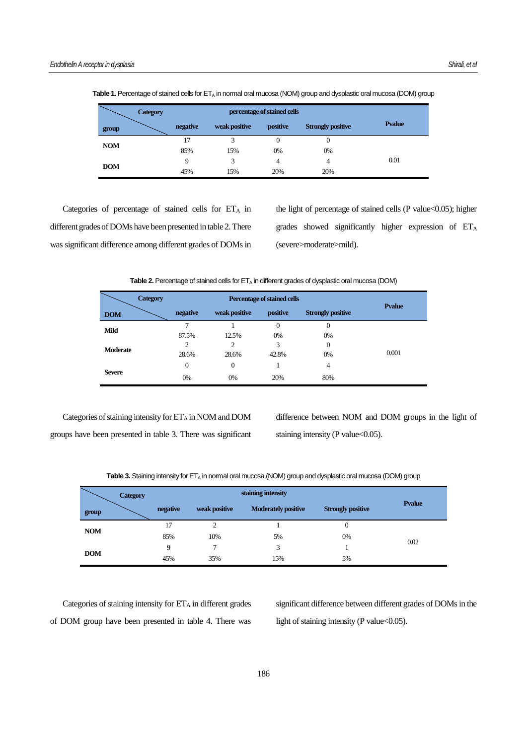**Table 1.** Percentage of stained cells for $ET_A$ in normal oral mucosa (NOM) group and dysplastic oral mucosa (DOM) group

| Category / group | percentage of stained cells | | | | Pvalue |
|---|---|---|---|---|---|
| | negative | weak positive | positive | Strongly positive | |
| NOM | 17 | 3 | 0 | 0 | 0.01 |
| | 85% | 15% | 0% | 0% | |
| DOM | 9 | 3 | 4 | 4 | |
| | 45% | 15% | 20% | 20% | |

Categories of percentage of stained cells for $ET_A$ in different grades of DOMs have been presented in table 2. There was significant difference among different grades of DOMs in the light of percentage of stained cells (P value<0.05); higher grades showed significantly higher expression of $ET_A$ (severe>moderate>mild).

**Table 2.** Percentage of stained cells for $ET_A$ in different grades of dysplastic oral mucosa (DOM)

| Category / DOM | Percentage of stained cells | | | | Pvalue |
|---|---|---|---|---|---|
| | negative | weak positive | positive | Strongly positive | |
| Mild | 7 | 1 | 0 | 0 | 0.001 |
| | 87.5% | 12.5% | 0% | 0% | |
| Moderate | 2 | 2 | 3 | 0 | |
| | 28.6% | 28.6% | 42.8% | 0% | |
| Severe | 0 | 0 | 1 | 4 | |
| | 0% | 0% | 20% | 80% | |

Categories of staining intensity for $ET_A$ in NOM and DOM groups have been presented in table 3. There was significant difference between NOM and DOM groups in the light of staining intensity (P value<0.05).

**Table 3.** Staining intensity for $ET_A$ in normal oral mucosa (NOM) group and dysplastic oral mucosa (DOM) group

| Category / group | staining intensity | | | | Pvalue |
|---|---|---|---|---|---|
| | negative | weak positive | Moderately positive | Strongly positive | |
| NOM | 17 | 2 | 1 | 0 | 0.02 |
| | 85% | 10% | 5% | 0% | |
| DOM | 9 | 7 | 3 | 1 | |
| | 45% | 35% | 15% | 5% | |

Categories of staining intensity for $ET_A$ in different grades of DOM group have been presented in table 4. There was significant difference between different grades of DOMs in the light of staining intensity (P value<0.05).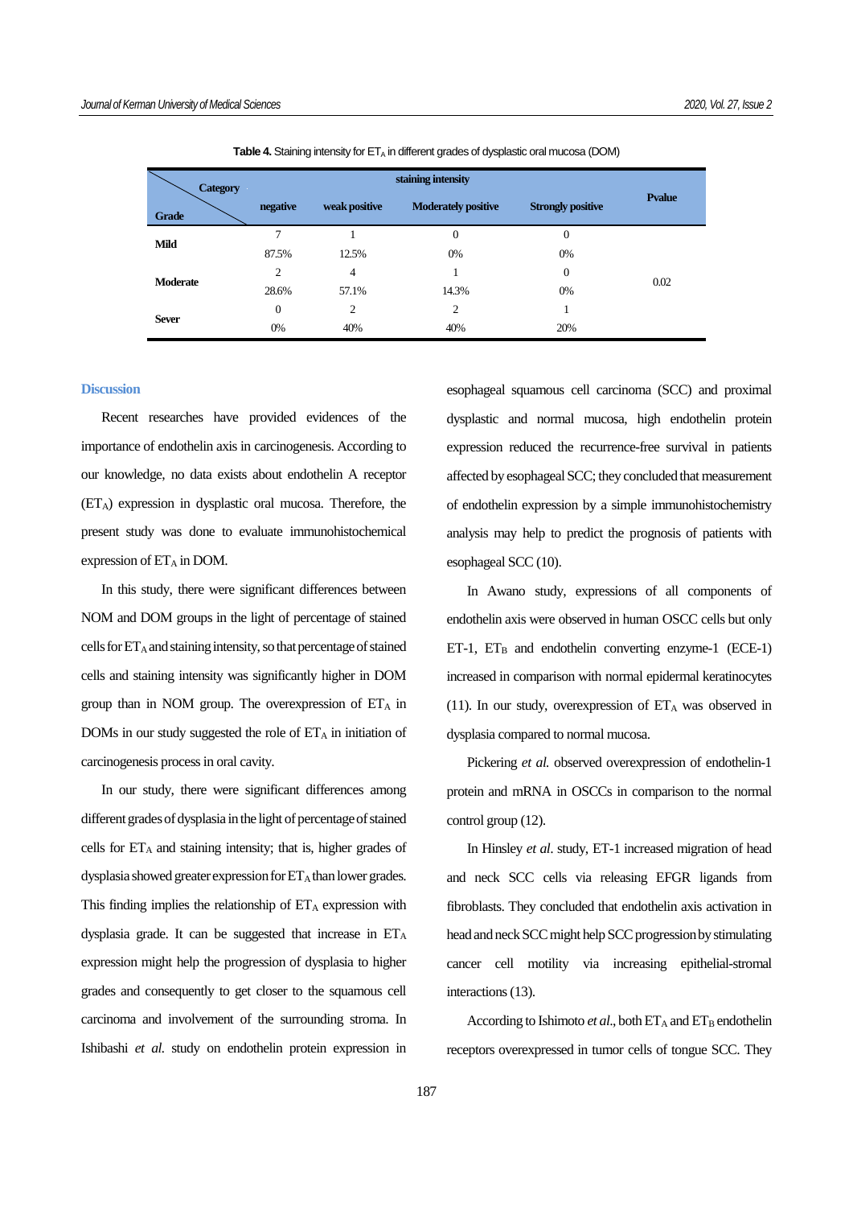**Table 4.** Staining intensity for $ET_A$ in different grades of dysplastic oral mucosa (DOM)

| Grade \ Category | staining intensity | | | | Pvalue |
|---|---|---|---|---|---|
| | negative | weak positive | Moderately positive | Strongly positive | |
| **Mild** | 7 | 1 | 0 | 0 | 0.02 |
| | 87.5% | 12.5% | 0% | 0% | |
| **Moderate** | 2 | 4 | 1 | 0 | |
| | 28.6% | 57.1% | 14.3% | 0% | |
| **Sever** | 0 | 2 | 2 | 1 | |
| | 0% | 40% | 40% | 20% | |

## Discussion

Recent researches have provided evidences of the importance of endothelin axis in carcinogenesis. According to our knowledge, no data exists about endothelin A receptor ($ET_A$) expression in dysplastic oral mucosa. Therefore, the present study was done to evaluate immunohistochemical expression of $ET_A$ in DOM.

In this study, there were significant differences between NOM and DOM groups in the light of percentage of stained cells for $ET_A$ and staining intensity, so that percentage of stained cells and staining intensity was significantly higher in DOM group than in NOM group. The overexpression of $ET_A$ in DOMs in our study suggested the role of $ET_A$ in initiation of carcinogenesis process in oral cavity.

In our study, there were significant differences among different grades of dysplasia in the light of percentage of stained cells for $ET_A$ and staining intensity; that is, higher grades of dysplasia showed greater expression for $ET_A$ than lower grades. This finding implies the relationship of $ET_A$ expression with dysplasia grade. It can be suggested that increase in $ET_A$ expression might help the progression of dysplasia to higher grades and consequently to get closer to the squamous cell carcinoma and involvement of the surrounding stroma. In Ishibashi *et al.* study on endothelin protein expression in esophageal squamous cell carcinoma (SCC) and proximal dysplastic and normal mucosa, high endothelin protein expression reduced the recurrence-free survival in patients affected by esophageal SCC; they concluded that measurement of endothelin expression by a simple immunohistochemistry analysis may help to predict the prognosis of patients with esophageal SCC (10).

In Awano study, expressions of all components of endothelin axis were observed in human OSCC cells but only ET-1, $ET_B$ and endothelin converting enzyme-1 (ECE-1) increased in comparison with normal epidermal keratinocytes (11). In our study, overexpression of $ET_A$ was observed in dysplasia compared to normal mucosa.

Pickering *et al.* observed overexpression of endothelin-1 protein and mRNA in OSCCs in comparison to the normal control group (12).

In Hinsley *et al*. study, ET-1 increased migration of head and neck SCC cells via releasing EFGR ligands from fibroblasts. They concluded that endothelin axis activation in head and neck SCC might help SCC progression by stimulating cancer cell motility via increasing epithelial-stromal interactions (13).

According to Ishimoto *et al*., both $ET_A$ and $ET_B$ endothelin receptors overexpressed in tumor cells of tongue SCC. They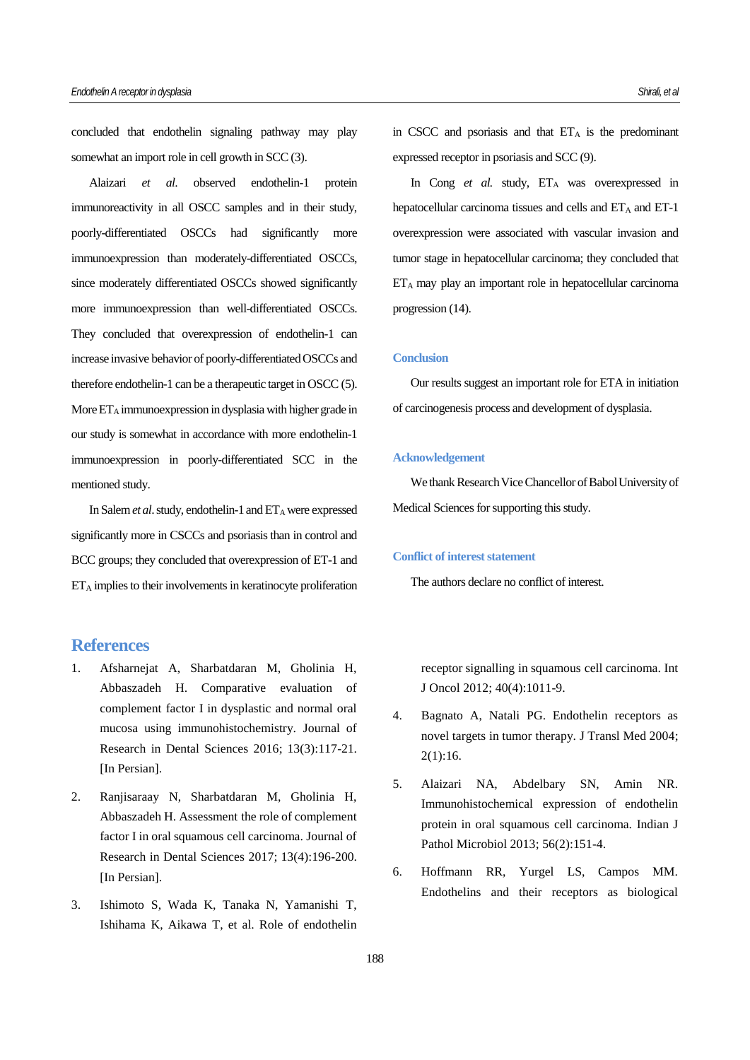concluded that endothelin signaling pathway may play somewhat an import role in cell growth in SCC (3).

Alaizari *et al.* observed endothelin-1 protein immunoreactivity in all OSCC samples and in their study, poorly-differentiated OSCCs had significantly more immunoexpression than moderately-differentiated OSCCs, since moderately differentiated OSCCs showed significantly more immunoexpression than well-differentiated OSCCs. They concluded that overexpression of endothelin-1 can increase invasive behavior of poorly-differentiated OSCCs and therefore endothelin-1 can be a therapeutic target in OSCC (5). More $ET_A$ immunoexpression in dysplasia with higher grade in our study is somewhat in accordance with more endothelin-1 immunoexpression in poorly-differentiated SCC in the mentioned study.

In Salem *et al.* study, endothelin-1 and $ET_A$ were expressed significantly more in CSCCs and psoriasis than in control and BCC groups; they concluded that overexpression of ET-1 and $ET_A$ implies to their involvements in keratinocyte proliferation in CSCC and psoriasis and that $ET_A$ is the predominant expressed receptor in psoriasis and SCC (9).

In Cong *et al.* study, $ET_A$ was overexpressed in hepatocellular carcinoma tissues and cells and $ET_A$ and ET-1 overexpression were associated with vascular invasion and tumor stage in hepatocellular carcinoma; they concluded that $ET_A$ may play an important role in hepatocellular carcinoma progression (14).

## Conclusion

Our results suggest an important role for ETA in initiation of carcinogenesis process and development of dysplasia.

## Acknowledgement

We thank Research Vice Chancellor of Babol University of Medical Sciences for supporting this study.

## Conflict of interest statement

The authors declare no conflict of interest.

# References

1. Afsharnejat A, Sharbatdaran M, Gholinia H, Abbaszadeh H. Comparative evaluation of complement factor I in dysplastic and normal oral mucosa using immunohistochemistry. Journal of Research in Dental Sciences 2016; 13(3):117-21. [In Persian].
2. Ranjisaraay N, Sharbatdaran M, Gholinia H, Abbaszadeh H. Assessment the role of complement factor I in oral squamous cell carcinoma. Journal of Research in Dental Sciences 2017; 13(4):196-200. [In Persian].
3. Ishimoto S, Wada K, Tanaka N, Yamanishi T, Ishihama K, Aikawa T, et al. Role of endothelin receptor signalling in squamous cell carcinoma. Int J Oncol 2012; 40(4):1011-9.
4. Bagnato A, Natali PG. Endothelin receptors as novel targets in tumor therapy. J Transl Med 2004; 2(1):16.
5. Alaizari NA, Abdelbary SN, Amin NR. Immunohistochemical expression of endothelin protein in oral squamous cell carcinoma. Indian J Pathol Microbiol 2013; 56(2):151-4.
6. Hoffmann RR, Yurgel LS, Campos MM. Endothelins and their receptors as biological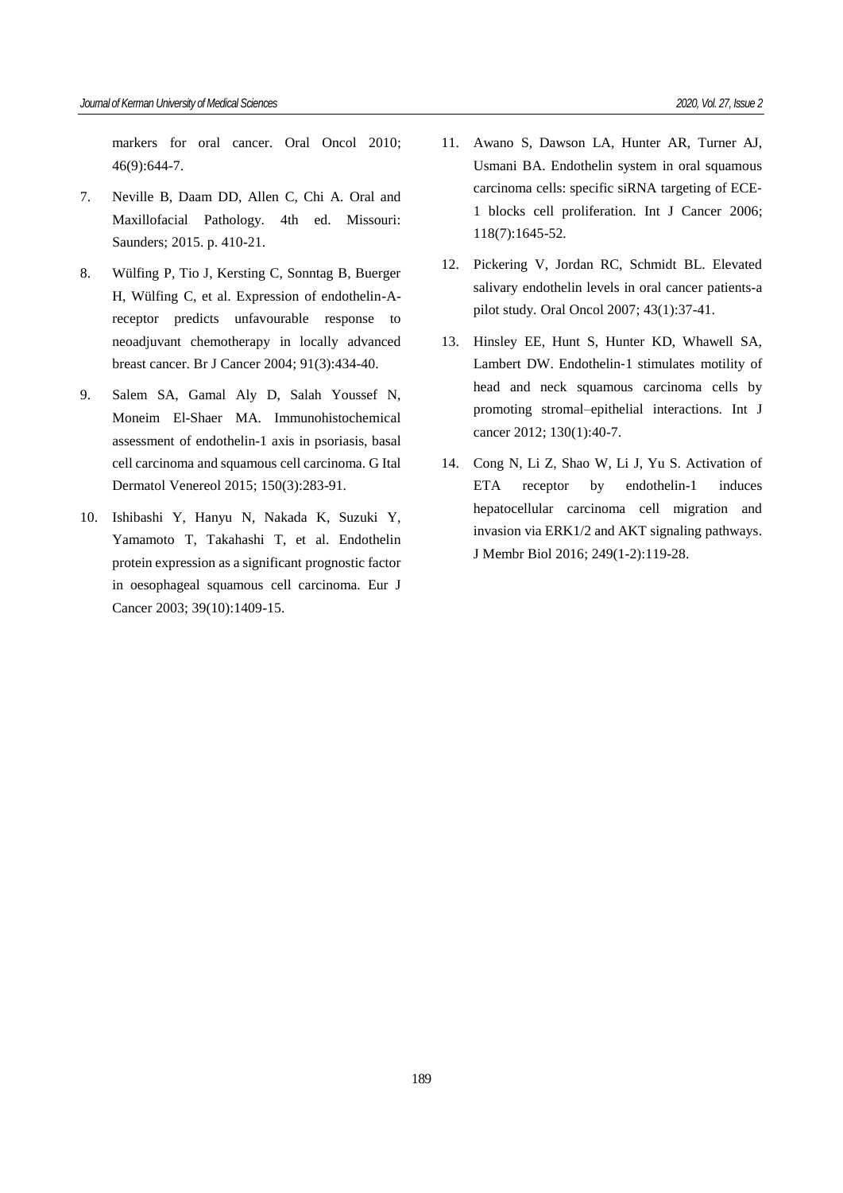markers for oral cancer. Oral Oncol 2010; 46(9):644-7.

7. Neville B, Daam DD, Allen C, Chi A. Oral and Maxillofacial Pathology. 4th ed. Missouri: Saunders; 2015. p. 410-21.

8. Wülfing P, Tio J, Kersting C, Sonntag B, Buerger H, Wülfing C, et al. Expression of endothelin-A-receptor predicts unfavourable response to neoadjuvant chemotherapy in locally advanced breast cancer. Br J Cancer 2004; 91(3):434-40.

9. Salem SA, Gamal Aly D, Salah Youssef N, Moneim El-Shaer MA. Immunohistochemical assessment of endothelin-1 axis in psoriasis, basal cell carcinoma and squamous cell carcinoma. G Ital Dermatol Venereol 2015; 150(3):283-91.

10. Ishibashi Y, Hanyu N, Nakada K, Suzuki Y, Yamamoto T, Takahashi T, et al. Endothelin protein expression as a significant prognostic factor in oesophageal squamous cell carcinoma. Eur J Cancer 2003; 39(10):1409-15.

11. Awano S, Dawson LA, Hunter AR, Turner AJ, Usmani BA. Endothelin system in oral squamous carcinoma cells: specific siRNA targeting of ECE-1 blocks cell proliferation. Int J Cancer 2006; 118(7):1645-52.

12. Pickering V, Jordan RC, Schmidt BL. Elevated salivary endothelin levels in oral cancer patients-a pilot study. Oral Oncol 2007; 43(1):37-41.

13. Hinsley EE, Hunt S, Hunter KD, Whawell SA, Lambert DW. Endothelin-1 stimulates motility of head and neck squamous carcinoma cells by promoting stromal–epithelial interactions. Int J cancer 2012; 130(1):40-7.

14. Cong N, Li Z, Shao W, Li J, Yu S. Activation of ETA receptor by endothelin-1 induces hepatocellular carcinoma cell migration and invasion via ERK1/2 and AKT signaling pathways. J Membr Biol 2016; 249(1-2):119-28.